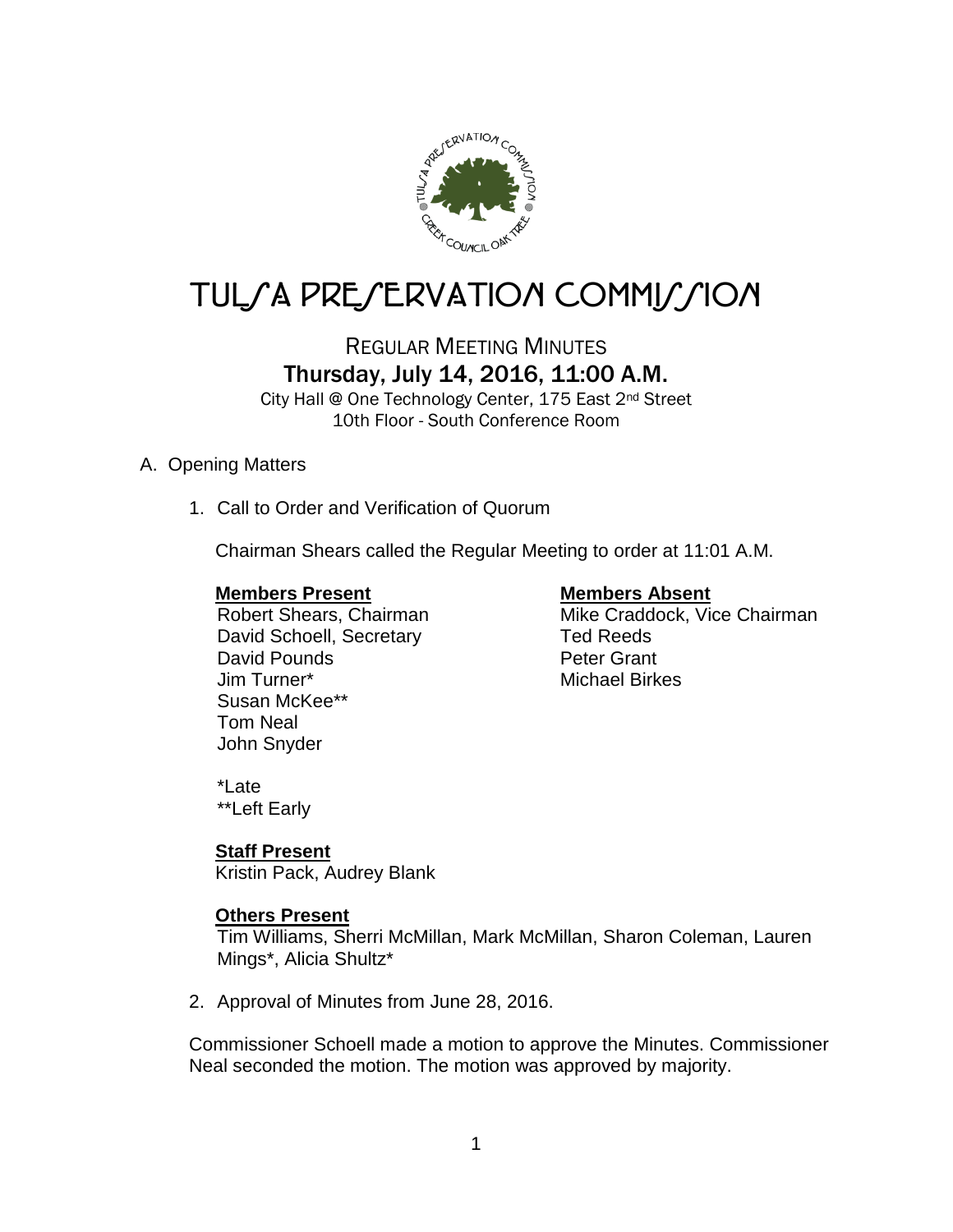# TULSA PRESERVATION COMMISSION

## REGULAR MEETING MINUTES
## Thursday, July 14, 2016, 11:00 A.M.

City Hall @ One Technology Center, 175 East 2nd Street
10th Floor - South Conference Room

A. Opening Matters

1. Call to Order and Verification of Quorum

   Chairman Shears called the Regular Meeting to order at 11:01 A.M.

   **Members Present**
   Robert Shears, Chairman
   David Schoell, Secretary
   David Pounds
   Jim Turner*
   Susan McKee**
   Tom Neal
   John Snyder

   **Members Absent**
   Mike Craddock, Vice Chairman
   Ted Reeds
   Peter Grant
   Michael Birkes

   *Late
   **Left Early

   **Staff Present**
   Kristin Pack, Audrey Blank

   **Others Present**
   Tim Williams, Sherri McMillan, Mark McMillan, Sharon Coleman, Lauren Mings*, Alicia Shultz*

2. Approval of Minutes from June 28, 2016.

Commissioner Schoell made a motion to approve the Minutes. Commissioner Neal seconded the motion. The motion was approved by majority.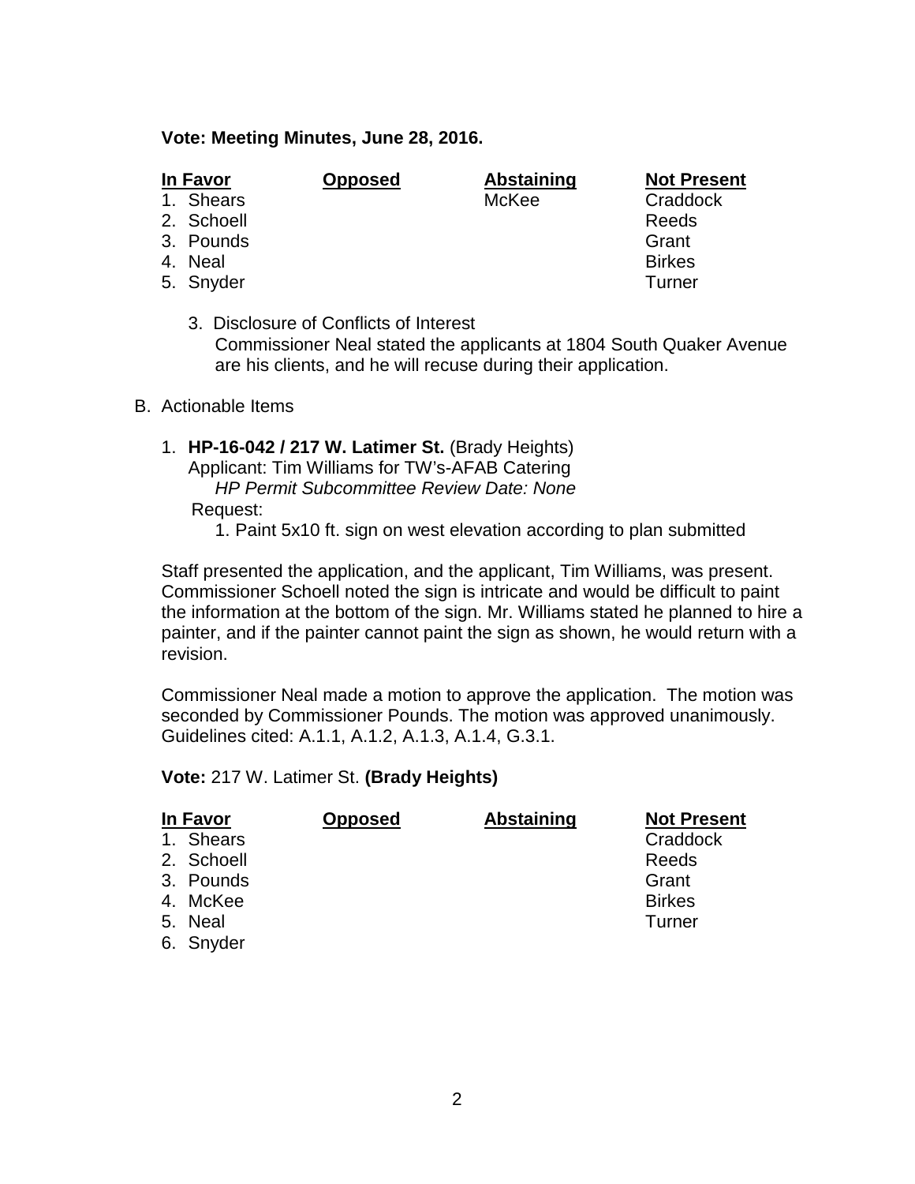**Vote: Meeting Minutes, June 28, 2016.**

| In Favor | Opposed | Abstaining | Not Present |
|---|---|---|---|
| 1. Shears | | McKee | Craddock |
| 2. Schoell | | | Reeds |
| 3. Pounds | | | Grant |
| 4. Neal | | | Birkes |
| 5. Snyder | | | Turner |

3. Disclosure of Conflicts of Interest
   Commissioner Neal stated the applicants at 1804 South Quaker Avenue are his clients, and he will recuse during their application.

B. Actionable Items

1. **HP-16-042 / 217 W. Latimer St.** (Brady Heights)
   Applicant: Tim Williams for TW's-AFAB Catering
   *HP Permit Subcommittee Review Date: None*
   Request:
   1. Paint 5x10 ft. sign on west elevation according to plan submitted

Staff presented the application, and the applicant, Tim Williams, was present. Commissioner Schoell noted the sign is intricate and would be difficult to paint the information at the bottom of the sign. Mr. Williams stated he planned to hire a painter, and if the painter cannot paint the sign as shown, he would return with a revision.

Commissioner Neal made a motion to approve the application. The motion was seconded by Commissioner Pounds. The motion was approved unanimously. Guidelines cited: A.1.1, A.1.2, A.1.3, A.1.4, G.3.1.

**Vote:** 217 W. Latimer St. **(Brady Heights)**

| In Favor | Opposed | Abstaining | Not Present |
|---|---|---|---|
| 1. Shears | | | Craddock |
| 2. Schoell | | | Reeds |
| 3. Pounds | | | Grant |
| 4. McKee | | | Birkes |
| 5. Neal | | | Turner |
| 6. Snyder | | | |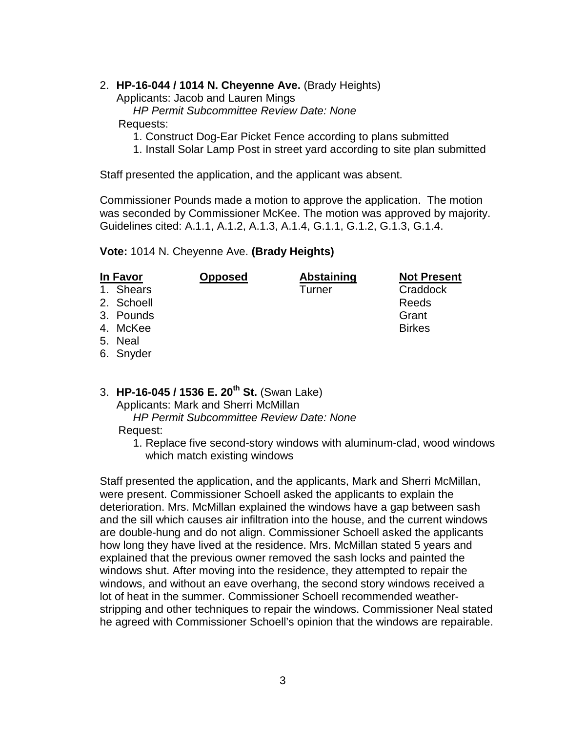2. **HP-16-044 / 1014 N. Cheyenne Ave.** (Brady Heights)
   Applicants: Jacob and Lauren Mings
   *HP Permit Subcommittee Review Date: None*
   Requests:
   1. Construct Dog-Ear Picket Fence according to plans submitted
   1. Install Solar Lamp Post in street yard according to site plan submitted

Staff presented the application, and the applicant was absent.

Commissioner Pounds made a motion to approve the application. The motion was seconded by Commissioner McKee. The motion was approved by majority. Guidelines cited: A.1.1, A.1.2, A.1.3, A.1.4, G.1.1, G.1.2, G.1.3, G.1.4.

**Vote:** 1014 N. Cheyenne Ave. **(Brady Heights)**

| In Favor | Opposed | Abstaining | Not Present |
|---|---|---|---|
| 1. Shears | | Turner | Craddock |
| 2. Schoell | | | Reeds |
| 3. Pounds | | | Grant |
| 4. McKee | | | Birkes |
| 5. Neal | | | |
| 6. Snyder | | | |

3. **HP-16-045 / 1536 E. 20th St.** (Swan Lake)
   Applicants: Mark and Sherri McMillan
   *HP Permit Subcommittee Review Date: None*
   Request:
   1. Replace five second-story windows with aluminum-clad, wood windows which match existing windows

Staff presented the application, and the applicants, Mark and Sherri McMillan, were present. Commissioner Schoell asked the applicants to explain the deterioration. Mrs. McMillan explained the windows have a gap between sash and the sill which causes air infiltration into the house, and the current windows are double-hung and do not align. Commissioner Schoell asked the applicants how long they have lived at the residence. Mrs. McMillan stated 5 years and explained that the previous owner removed the sash locks and painted the windows shut. After moving into the residence, they attempted to repair the windows, and without an eave overhang, the second story windows received a lot of heat in the summer. Commissioner Schoell recommended weather-stripping and other techniques to repair the windows. Commissioner Neal stated he agreed with Commissioner Schoell's opinion that the windows are repairable.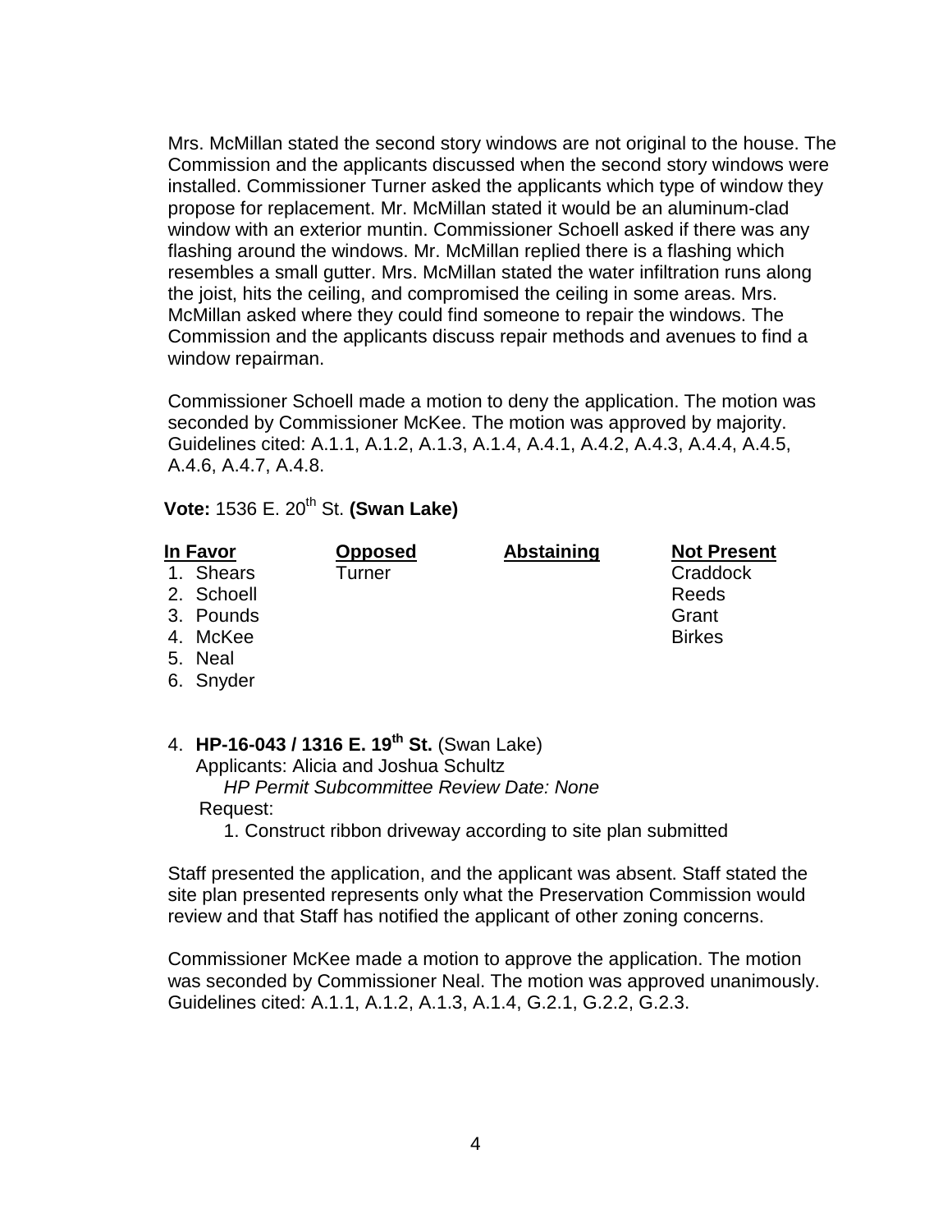Mrs. McMillan stated the second story windows are not original to the house. The Commission and the applicants discussed when the second story windows were installed. Commissioner Turner asked the applicants which type of window they propose for replacement. Mr. McMillan stated it would be an aluminum-clad window with an exterior muntin. Commissioner Schoell asked if there was any flashing around the windows. Mr. McMillan replied there is a flashing which resembles a small gutter. Mrs. McMillan stated the water infiltration runs along the joist, hits the ceiling, and compromised the ceiling in some areas. Mrs. McMillan asked where they could find someone to repair the windows. The Commission and the applicants discuss repair methods and avenues to find a window repairman.

Commissioner Schoell made a motion to deny the application. The motion was seconded by Commissioner McKee. The motion was approved by majority. Guidelines cited: A.1.1, A.1.2, A.1.3, A.1.4, A.4.1, A.4.2, A.4.3, A.4.4, A.4.5, A.4.6, A.4.7, A.4.8.

**Vote:** 1536 E. 20th St. **(Swan Lake)**

| In Favor | Opposed | Abstaining | Not Present |
|---|---|---|---|
| 1. Shears | Turner | | Craddock |
| 2. Schoell | | | Reeds |
| 3. Pounds | | | Grant |
| 4. McKee | | | Birkes |
| 5. Neal | | | |
| 6. Snyder | | | |

4. **HP-16-043 / 1316 E. 19th St.** (Swan Lake)
   Applicants: Alicia and Joshua Schultz
   *HP Permit Subcommittee Review Date: None*
   Request:
   1. Construct ribbon driveway according to site plan submitted

Staff presented the application, and the applicant was absent. Staff stated the site plan presented represents only what the Preservation Commission would review and that Staff has notified the applicant of other zoning concerns.

Commissioner McKee made a motion to approve the application. The motion was seconded by Commissioner Neal. The motion was approved unanimously. Guidelines cited: A.1.1, A.1.2, A.1.3, A.1.4, G.2.1, G.2.2, G.2.3.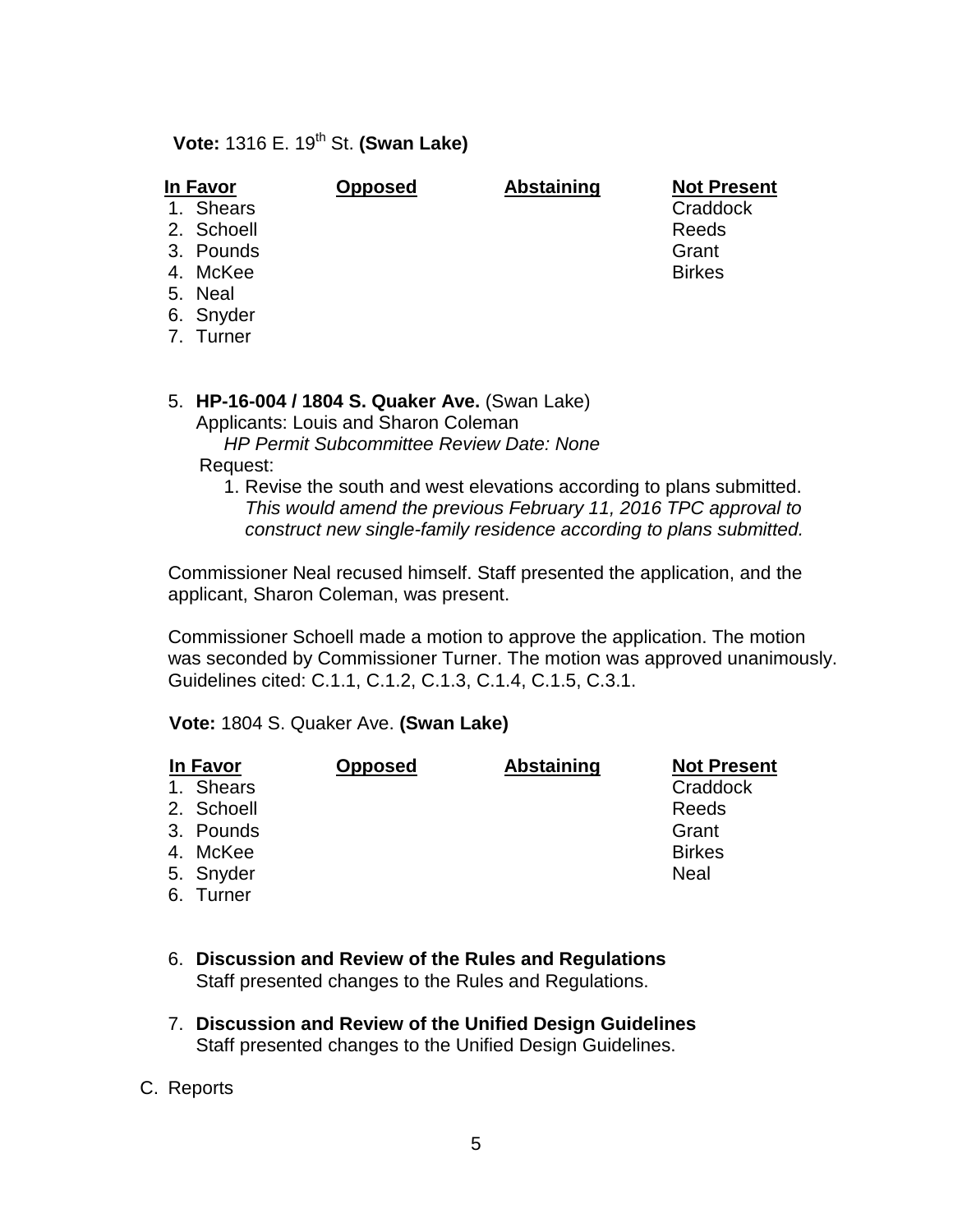**Vote:** 1316 E. 19th St. **(Swan Lake)**

| In Favor | Opposed | Abstaining | Not Present |
|---|---|---|---|
| 1. Shears | | | Craddock |
| 2. Schoell | | | Reeds |
| 3. Pounds | | | Grant |
| 4. McKee | | | Birkes |
| 5. Neal | | | |
| 6. Snyder | | | |
| 7. Turner | | | |

5. **HP-16-004 / 1804 S. Quaker Ave.** (Swan Lake)
   Applicants: Louis and Sharon Coleman
   *HP Permit Subcommittee Review Date: None*
   Request:
   1. Revise the south and west elevations according to plans submitted. *This would amend the previous February 11, 2016 TPC approval to construct new single-family residence according to plans submitted.*

Commissioner Neal recused himself. Staff presented the application, and the applicant, Sharon Coleman, was present.

Commissioner Schoell made a motion to approve the application. The motion was seconded by Commissioner Turner. The motion was approved unanimously. Guidelines cited: C.1.1, C.1.2, C.1.3, C.1.4, C.1.5, C.3.1.

**Vote:** 1804 S. Quaker Ave. **(Swan Lake)**

| In Favor | Opposed | Abstaining | Not Present |
|---|---|---|---|
| 1. Shears | | | Craddock |
| 2. Schoell | | | Reeds |
| 3. Pounds | | | Grant |
| 4. McKee | | | Birkes |
| 5. Snyder | | | Neal |
| 6. Turner | | | |

6. **Discussion and Review of the Rules and Regulations**
   Staff presented changes to the Rules and Regulations.

7. **Discussion and Review of the Unified Design Guidelines**
   Staff presented changes to the Unified Design Guidelines.

C. Reports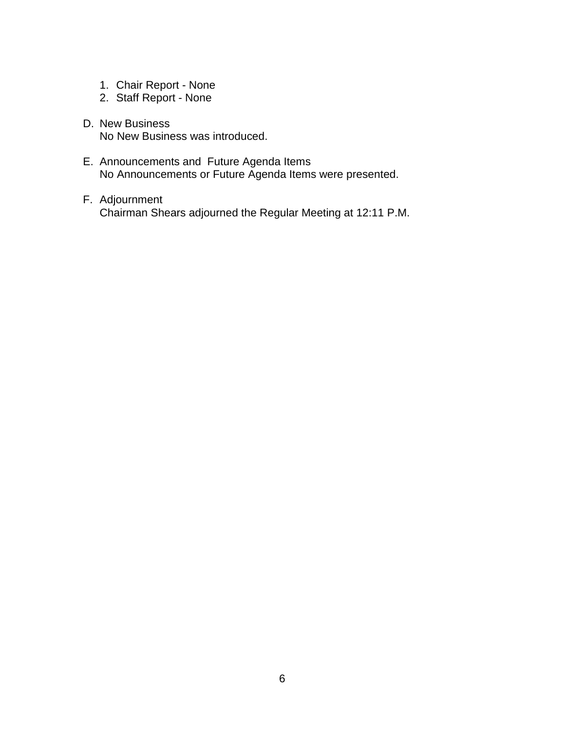1. Chair Report - None
2. Staff Report - None

D. New Business
   No New Business was introduced.

E. Announcements and Future Agenda Items
   No Announcements or Future Agenda Items were presented.

F. Adjournment
   Chairman Shears adjourned the Regular Meeting at 12:11 P.M.